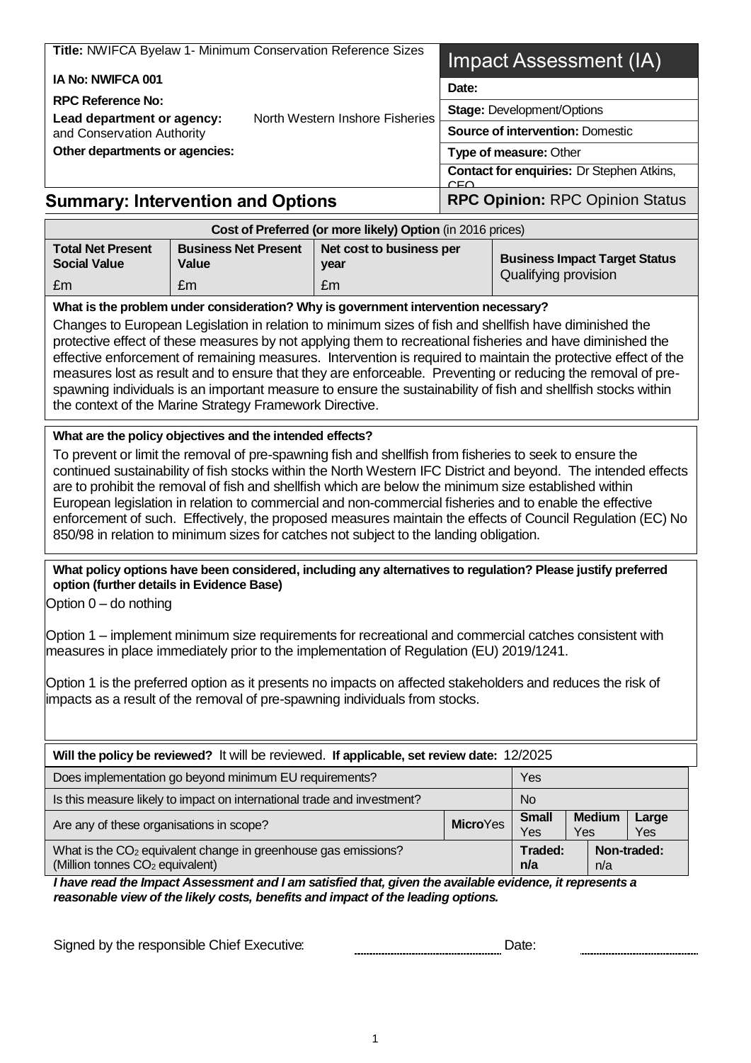**Title:** NWIFCA Byelaw 1- Minimum Conservation Reference Sizes

**IA No: NWIFCA 001**

**RPC Reference No:**

**Lead department or agency:** North Western Inshore Fisheries and Conservation Authority

**Other departments or agencies:**

# Impact Assessment (IA)

**Date:**

**Stage:** Development/Options

**Source of intervention:** Domestic

**Type of measure:** Other

**Contact for enquiries:** Dr Stephen Atkins, CEO

## Summary: Intervention and Options

**RPC Opinion:** RPC Opinion Status

| **Cost of Preferred (or more likely) Option** (in 2016 prices) | | | |
|---|---|---|---|
| **Total Net Present Social Value** | **Business Net Present Value** | **Net cost to business per year** | **Business Impact Target Status** Qualifying provision |
| £m | £m | £m | |

**What is the problem under consideration? Why is government intervention necessary?**

Changes to European Legislation in relation to minimum sizes of fish and shellfish have diminished the protective effect of these measures by not applying them to recreational fisheries and have diminished the effective enforcement of remaining measures. Intervention is required to maintain the protective effect of the measures lost as result and to ensure that they are enforceable. Preventing or reducing the removal of pre-spawning individuals is an important measure to ensure the sustainability of fish and shellfish stocks within the context of the Marine Strategy Framework Directive.

**What are the policy objectives and the intended effects?**

To prevent or limit the removal of pre-spawning fish and shellfish from fisheries to seek to ensure the continued sustainability of fish stocks within the North Western IFC District and beyond. The intended effects are to prohibit the removal of fish and shellfish which are below the minimum size established within European legislation in relation to commercial and non-commercial fisheries and to enable the effective enforcement of such. Effectively, the proposed measures maintain the effects of Council Regulation (EC) No 850/98 in relation to minimum sizes for catches not subject to the landing obligation.

**What policy options have been considered, including any alternatives to regulation? Please justify preferred option (further details in Evidence Base)**

Option 0 – do nothing

Option 1 – implement minimum size requirements for recreational and commercial catches consistent with measures in place immediately prior to the implementation of Regulation (EU) 2019/1241.

Option 1 is the preferred option as it presents no impacts on affected stakeholders and reduces the risk of impacts as a result of the removal of pre-spawning individuals from stocks.

**Will the policy be reviewed?** It will be reviewed. **If applicable, set review date:** 12/2025

| | | | | |
|---|---|---|---|---|
| Does implementation go beyond minimum EU requirements? | Yes | | | |
| Is this measure likely to impact on international trade and investment? | No | | | |
| Are any of these organisations in scope? | **Micro** Yes | **Small** Yes | **Medium** Yes | **Large** Yes |
| What is the $CO_2$ equivalent change in greenhouse gas emissions? (Million tonnes $CO_2$ equivalent) | **Traded:** n/a | **Non-traded:** n/a | | |

***I have read the Impact Assessment and I am satisfied that, given the available evidence, it represents a reasonable view of the likely costs, benefits and impact of the leading options.***

Signed by the responsible Chief Executive: ............................ Date: ............................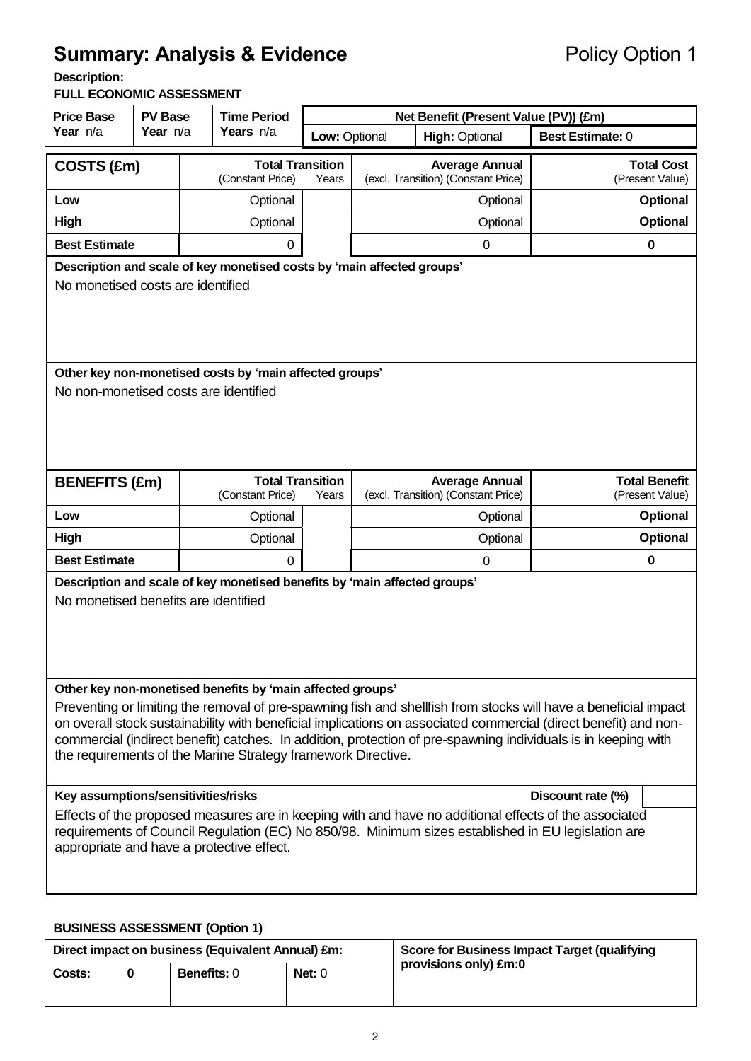# Summary: Analysis & Evidence

Policy Option 1

**Description:**

**FULL ECONOMIC ASSESSMENT**

| Price Base Year n/a | PV Base Year n/a | Time Period Years n/a | Net Benefit (Present Value (PV)) (£m) | | |
|---|---|---|---|---|---|
| | | | **Low:** Optional | **High:** Optional | **Best Estimate:** 0 |

| COSTS (£m) | Total Transition (Constant Price) | Years | Average Annual (excl. Transition) (Constant Price) | Total Cost (Present Value) |
|---|---|---|---|---|
| **Low** | Optional | | Optional | **Optional** |
| **High** | Optional | | Optional | **Optional** |
| **Best Estimate** | 0 | | 0 | **0** |

**Description and scale of key monetised costs by 'main affected groups'**

No monetised costs are identified

**Other key non-monetised costs by 'main affected groups'**

No non-monetised costs are identified

| BENEFITS (£m) | Total Transition (Constant Price) | Years | Average Annual (excl. Transition) (Constant Price) | Total Benefit (Present Value) |
|---|---|---|---|---|
| **Low** | Optional | | Optional | **Optional** |
| **High** | Optional | | Optional | **Optional** |
| **Best Estimate** | 0 | | 0 | **0** |

**Description and scale of key monetised benefits by 'main affected groups'**

No monetised benefits are identified

**Other key non-monetised benefits by 'main affected groups'**

Preventing or limiting the removal of pre-spawning fish and shellfish from stocks will have a beneficial impact on overall stock sustainability with beneficial implications on associated commercial (direct benefit) and non-commercial (indirect benefit) catches. In addition, protection of pre-spawning individuals is in keeping with the requirements of the Marine Strategy framework Directive.

**Key assumptions/sensitivities/risks** | **Discount rate (%)**

Effects of the proposed measures are in keeping with and have no additional effects of the associated requirements of Council Regulation (EC) No 850/98. Minimum sizes established in EU legislation are appropriate and have a protective effect.

**BUSINESS ASSESSMENT (Option 1)**

| Direct impact on business (Equivalent Annual) £m: | | | Score for Business Impact Target (qualifying provisions only) £m:0 |
|---|---|---|---|
| **Costs:** 0 | **Benefits:** 0 | **Net:** 0 | |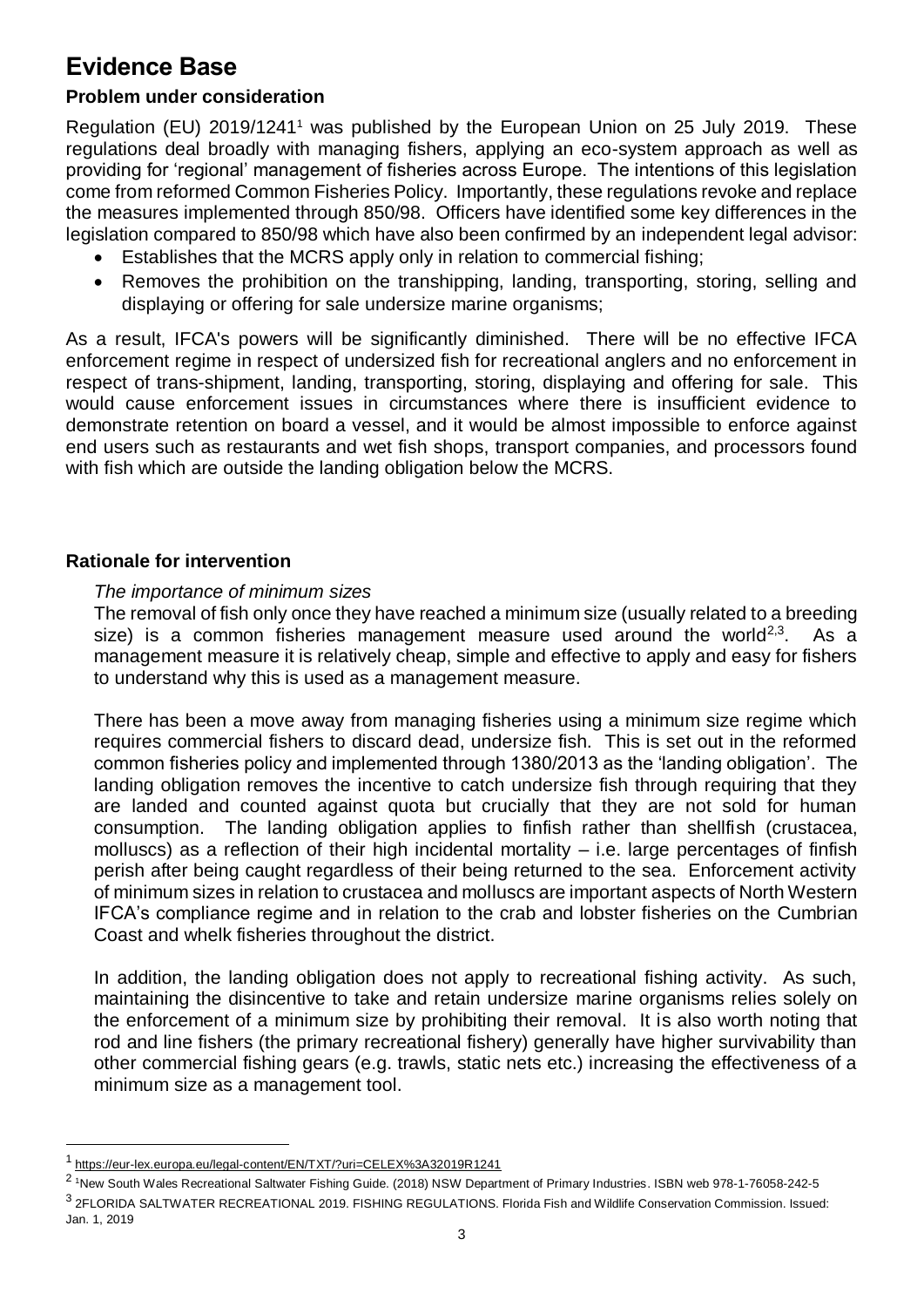# Evidence Base

## Problem under consideration

Regulation (EU) 2019/1241[1] was published by the European Union on 25 July 2019. These regulations deal broadly with managing fishers, applying an eco-system approach as well as providing for 'regional' management of fisheries across Europe. The intentions of this legislation come from reformed Common Fisheries Policy. Importantly, these regulations revoke and replace the measures implemented through 850/98. Officers have identified some key differences in the legislation compared to 850/98 which have also been confirmed by an independent legal advisor:

- Establishes that the MCRS apply only in relation to commercial fishing;
- Removes the prohibition on the transhipping, landing, transporting, storing, selling and displaying or offering for sale undersize marine organisms;

As a result, IFCA's powers will be significantly diminished. There will be no effective IFCA enforcement regime in respect of undersized fish for recreational anglers and no enforcement in respect of trans-shipment, landing, transporting, storing, displaying and offering for sale. This would cause enforcement issues in circumstances where there is insufficient evidence to demonstrate retention on board a vessel, and it would be almost impossible to enforce against end users such as restaurants and wet fish shops, transport companies, and processors found with fish which are outside the landing obligation below the MCRS.

## Rationale for intervention

*The importance of minimum sizes*

The removal of fish only once they have reached a minimum size (usually related to a breeding size) is a common fisheries management measure used around the world[2,3]. As a management measure it is relatively cheap, simple and effective to apply and easy for fishers to understand why this is used as a management measure.

There has been a move away from managing fisheries using a minimum size regime which requires commercial fishers to discard dead, undersize fish. This is set out in the reformed common fisheries policy and implemented through 1380/2013 as the 'landing obligation'. The landing obligation removes the incentive to catch undersize fish through requiring that they are landed and counted against quota but crucially that they are not sold for human consumption. The landing obligation applies to finfish rather than shellfish (crustacea, molluscs) as a reflection of their high incidental mortality – i.e. large percentages of finfish perish after being caught regardless of their being returned to the sea. Enforcement activity of minimum sizes in relation to crustacea and molluscs are important aspects of North Western IFCA's compliance regime and in relation to the crab and lobster fisheries on the Cumbrian Coast and whelk fisheries throughout the district.

In addition, the landing obligation does not apply to recreational fishing activity. As such, maintaining the disincentive to take and retain undersize marine organisms relies solely on the enforcement of a minimum size by prohibiting their removal. It is also worth noting that rod and line fishers (the primary recreational fishery) generally have higher survivability than other commercial fishing gears (e.g. trawls, static nets etc.) increasing the effectiveness of a minimum size as a management tool.

---

[1] https://eur-lex.europa.eu/legal-content/EN/TXT/?uri=CELEX%3A32019R1241

[2] 1New South Wales Recreational Saltwater Fishing Guide. (2018) NSW Department of Primary Industries. ISBN web 978-1-76058-242-5

[3] 2FLORIDA SALTWATER RECREATIONAL 2019. FISHING REGULATIONS. Florida Fish and Wildlife Conservation Commission. Issued: Jan. 1, 2019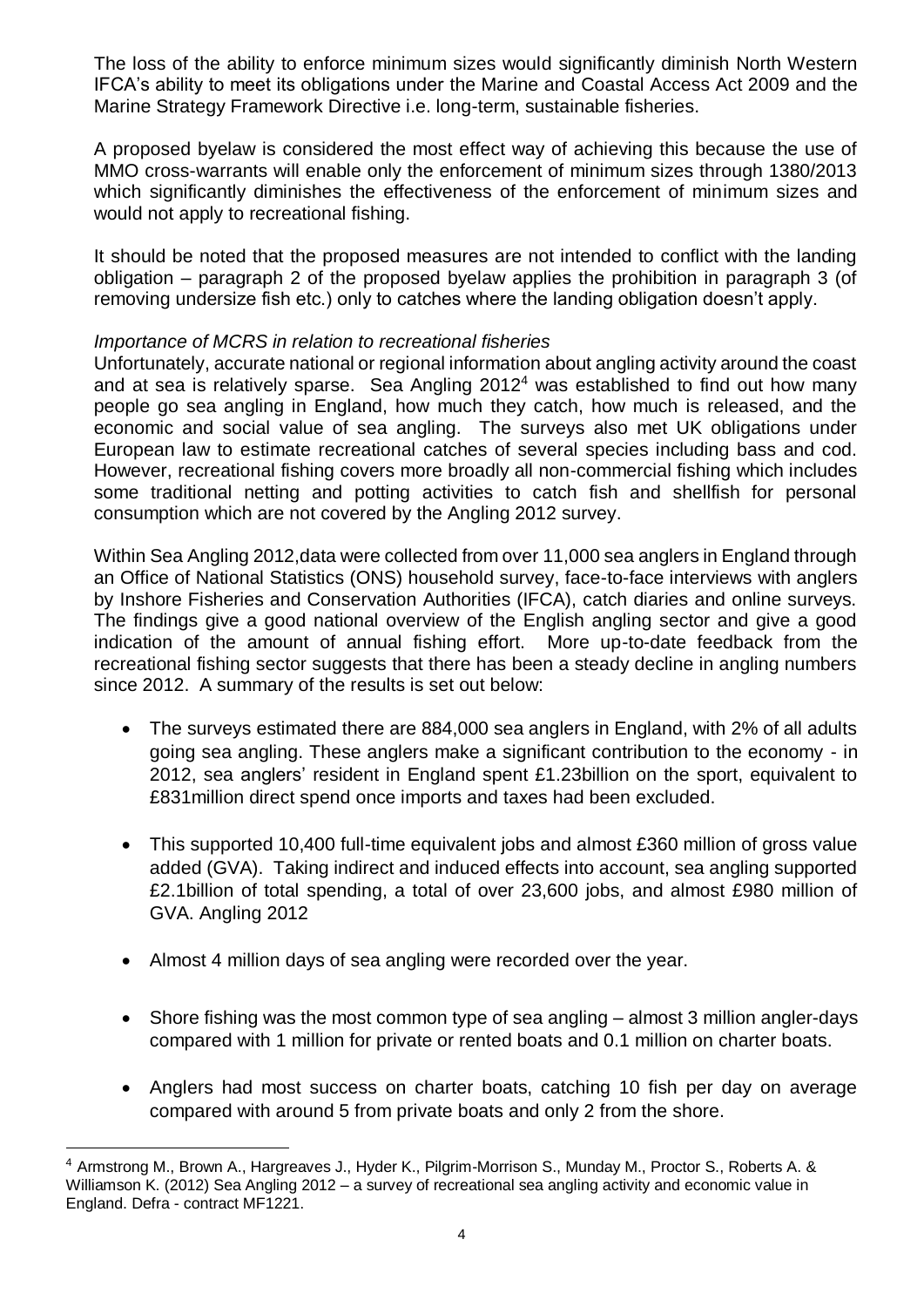The loss of the ability to enforce minimum sizes would significantly diminish North Western IFCA's ability to meet its obligations under the Marine and Coastal Access Act 2009 and the Marine Strategy Framework Directive i.e. long-term, sustainable fisheries.

A proposed byelaw is considered the most effect way of achieving this because the use of MMO cross-warrants will enable only the enforcement of minimum sizes through 1380/2013 which significantly diminishes the effectiveness of the enforcement of minimum sizes and would not apply to recreational fishing.

It should be noted that the proposed measures are not intended to conflict with the landing obligation – paragraph 2 of the proposed byelaw applies the prohibition in paragraph 3 (of removing undersize fish etc.) only to catches where the landing obligation doesn't apply.

*Importance of MCRS in relation to recreational fisheries*

Unfortunately, accurate national or regional information about angling activity around the coast and at sea is relatively sparse. Sea Angling 2012[4] was established to find out how many people go sea angling in England, how much they catch, how much is released, and the economic and social value of sea angling. The surveys also met UK obligations under European law to estimate recreational catches of several species including bass and cod. However, recreational fishing covers more broadly all non-commercial fishing which includes some traditional netting and potting activities to catch fish and shellfish for personal consumption which are not covered by the Angling 2012 survey.

Within Sea Angling 2012,data were collected from over 11,000 sea anglers in England through an Office of National Statistics (ONS) household survey, face-to-face interviews with anglers by Inshore Fisheries and Conservation Authorities (IFCA), catch diaries and online surveys. The findings give a good national overview of the English angling sector and give a good indication of the amount of annual fishing effort. More up-to-date feedback from the recreational fishing sector suggests that there has been a steady decline in angling numbers since 2012. A summary of the results is set out below:

- The surveys estimated there are 884,000 sea anglers in England, with 2% of all adults going sea angling. These anglers make a significant contribution to the economy - in 2012, sea anglers' resident in England spent £1.23billion on the sport, equivalent to £831million direct spend once imports and taxes had been excluded.

- This supported 10,400 full-time equivalent jobs and almost £360 million of gross value added (GVA). Taking indirect and induced effects into account, sea angling supported £2.1billion of total spending, a total of over 23,600 jobs, and almost £980 million of GVA. Angling 2012

- Almost 4 million days of sea angling were recorded over the year.

- Shore fishing was the most common type of sea angling – almost 3 million angler-days compared with 1 million for private or rented boats and 0.1 million on charter boats.

- Anglers had most success on charter boats, catching 10 fish per day on average compared with around 5 from private boats and only 2 from the shore.

[4] Armstrong M., Brown A., Hargreaves J., Hyder K., Pilgrim-Morrison S., Munday M., Proctor S., Roberts A. & Williamson K. (2012) Sea Angling 2012 – a survey of recreational sea angling activity and economic value in England. Defra - contract MF1221.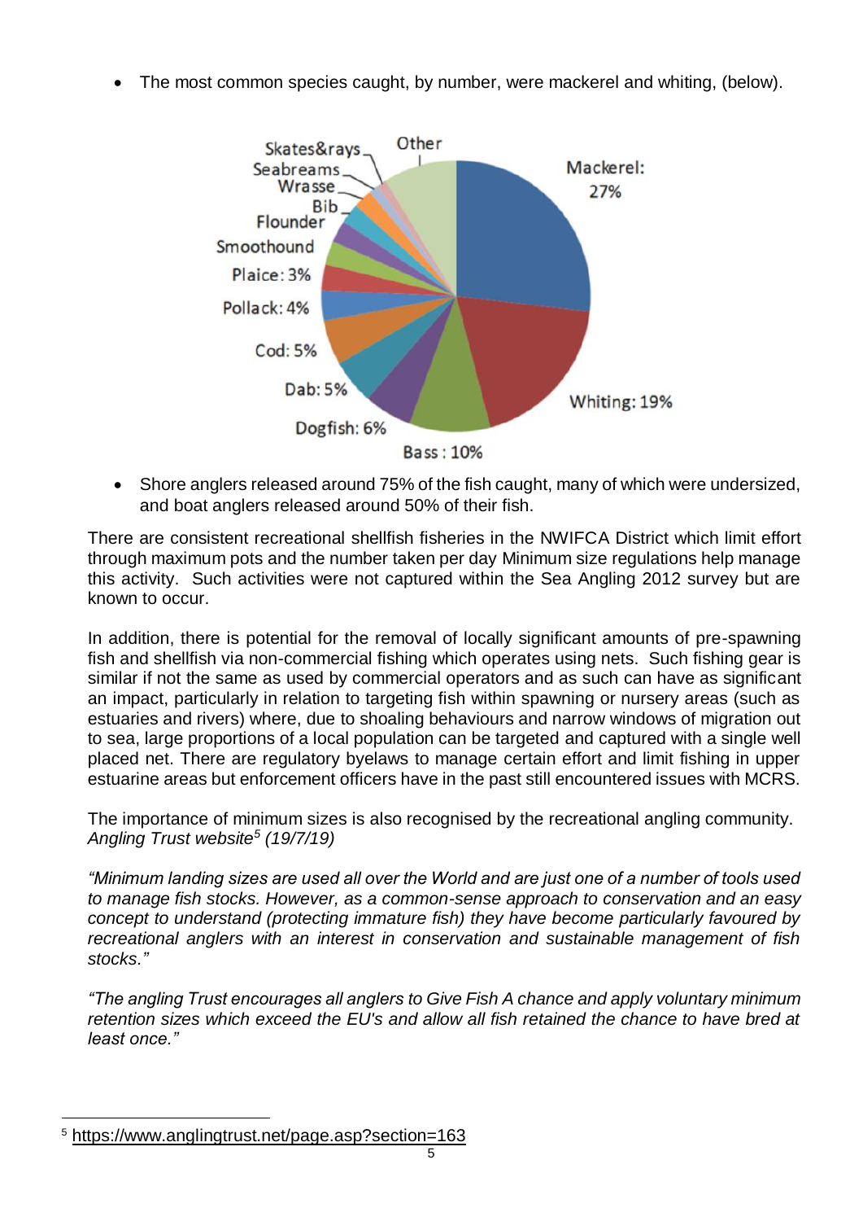- The most common species caught, by number, were mackerel and whiting, (below).

- Shore anglers released around 75% of the fish caught, many of which were undersized, and boat anglers released around 50% of their fish.

There are consistent recreational shellfish fisheries in the NWIFCA District which limit effort through maximum pots and the number taken per day Minimum size regulations help manage this activity. Such activities were not captured within the Sea Angling 2012 survey but are known to occur.

In addition, there is potential for the removal of locally significant amounts of pre-spawning fish and shellfish via non-commercial fishing which operates using nets. Such fishing gear is similar if not the same as used by commercial operators and as such can have as significant an impact, particularly in relation to targeting fish within spawning or nursery areas (such as estuaries and rivers) where, due to shoaling behaviours and narrow windows of migration out to sea, large proportions of a local population can be targeted and captured with a single well placed net. There are regulatory byelaws to manage certain effort and limit fishing in upper estuarine areas but enforcement officers have in the past still encountered issues with MCRS.

The importance of minimum sizes is also recognised by the recreational angling community. *Angling Trust website[5] (19/7/19)*

*"Minimum landing sizes are used all over the World and are just one of a number of tools used to manage fish stocks. However, as a common-sense approach to conservation and an easy concept to understand (protecting immature fish) they have become particularly favoured by recreational anglers with an interest in conservation and sustainable management of fish stocks."*

*"The angling Trust encourages all anglers to Give Fish A chance and apply voluntary minimum retention sizes which exceed the EU's and allow all fish retained the chance to have bred at least once."*

[5] https://www.anglingtrust.net/page.asp?section=163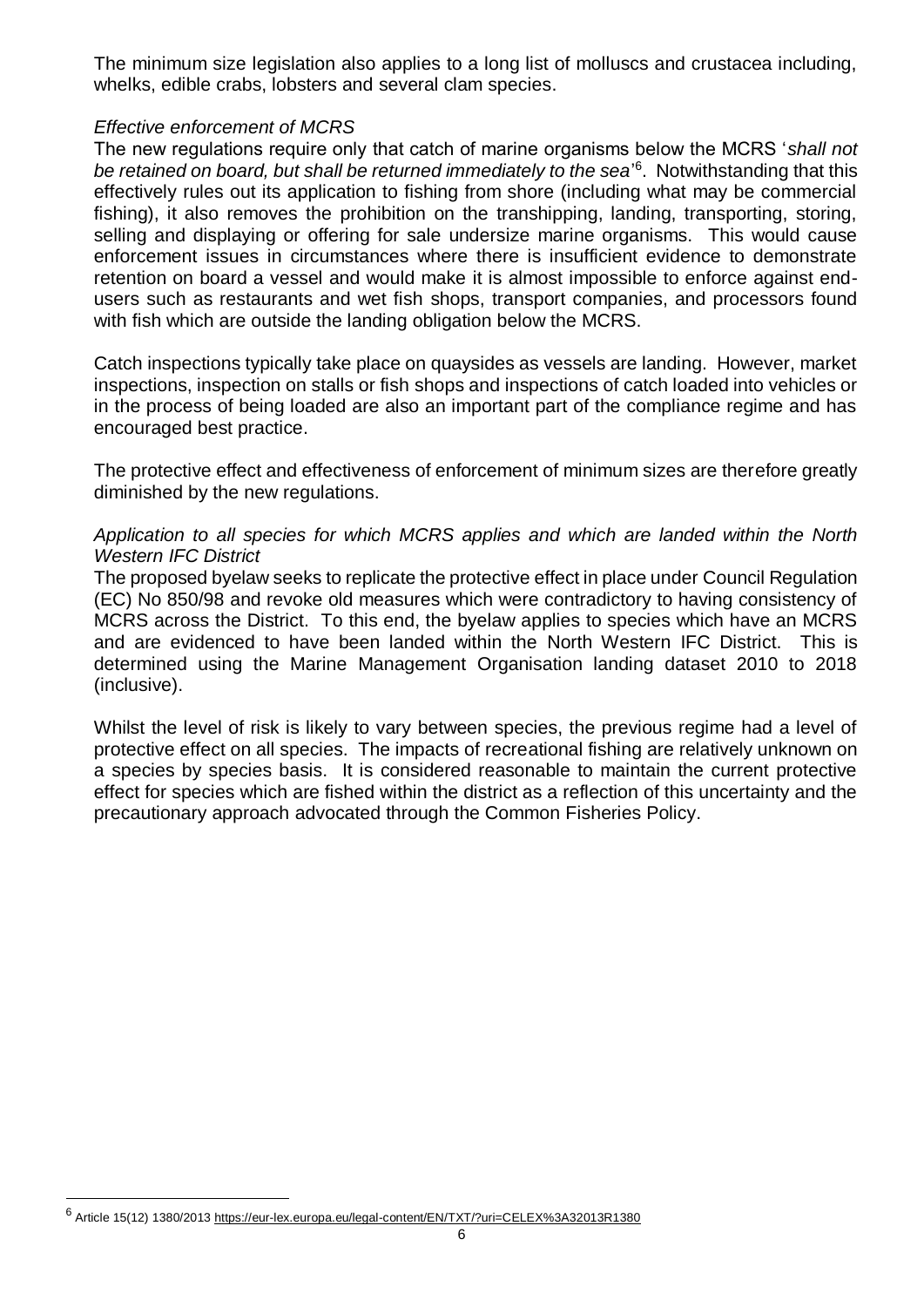The minimum size legislation also applies to a long list of molluscs and crustacea including, whelks, edible crabs, lobsters and several clam species.

*Effective enforcement of MCRS*

The new regulations require only that catch of marine organisms below the MCRS '*shall not be retained on board, but shall be returned immediately to the sea*'[6]. Notwithstanding that this effectively rules out its application to fishing from shore (including what may be commercial fishing), it also removes the prohibition on the transhipping, landing, transporting, storing, selling and displaying or offering for sale undersize marine organisms. This would cause enforcement issues in circumstances where there is insufficient evidence to demonstrate retention on board a vessel and would make it is almost impossible to enforce against end-users such as restaurants and wet fish shops, transport companies, and processors found with fish which are outside the landing obligation below the MCRS.

Catch inspections typically take place on quaysides as vessels are landing. However, market inspections, inspection on stalls or fish shops and inspections of catch loaded into vehicles or in the process of being loaded are also an important part of the compliance regime and has encouraged best practice.

The protective effect and effectiveness of enforcement of minimum sizes are therefore greatly diminished by the new regulations.

*Application to all species for which MCRS applies and which are landed within the North Western IFC District*

The proposed byelaw seeks to replicate the protective effect in place under Council Regulation (EC) No 850/98 and revoke old measures which were contradictory to having consistency of MCRS across the District. To this end, the byelaw applies to species which have an MCRS and are evidenced to have been landed within the North Western IFC District. This is determined using the Marine Management Organisation landing dataset 2010 to 2018 (inclusive).

Whilst the level of risk is likely to vary between species, the previous regime had a level of protective effect on all species. The impacts of recreational fishing are relatively unknown on a species by species basis. It is considered reasonable to maintain the current protective effect for species which are fished within the district as a reflection of this uncertainty and the precautionary approach advocated through the Common Fisheries Policy.

[6] Article 15(12) 1380/2013 https://eur-lex.europa.eu/legal-content/EN/TXT/?uri=CELEX%3A32013R1380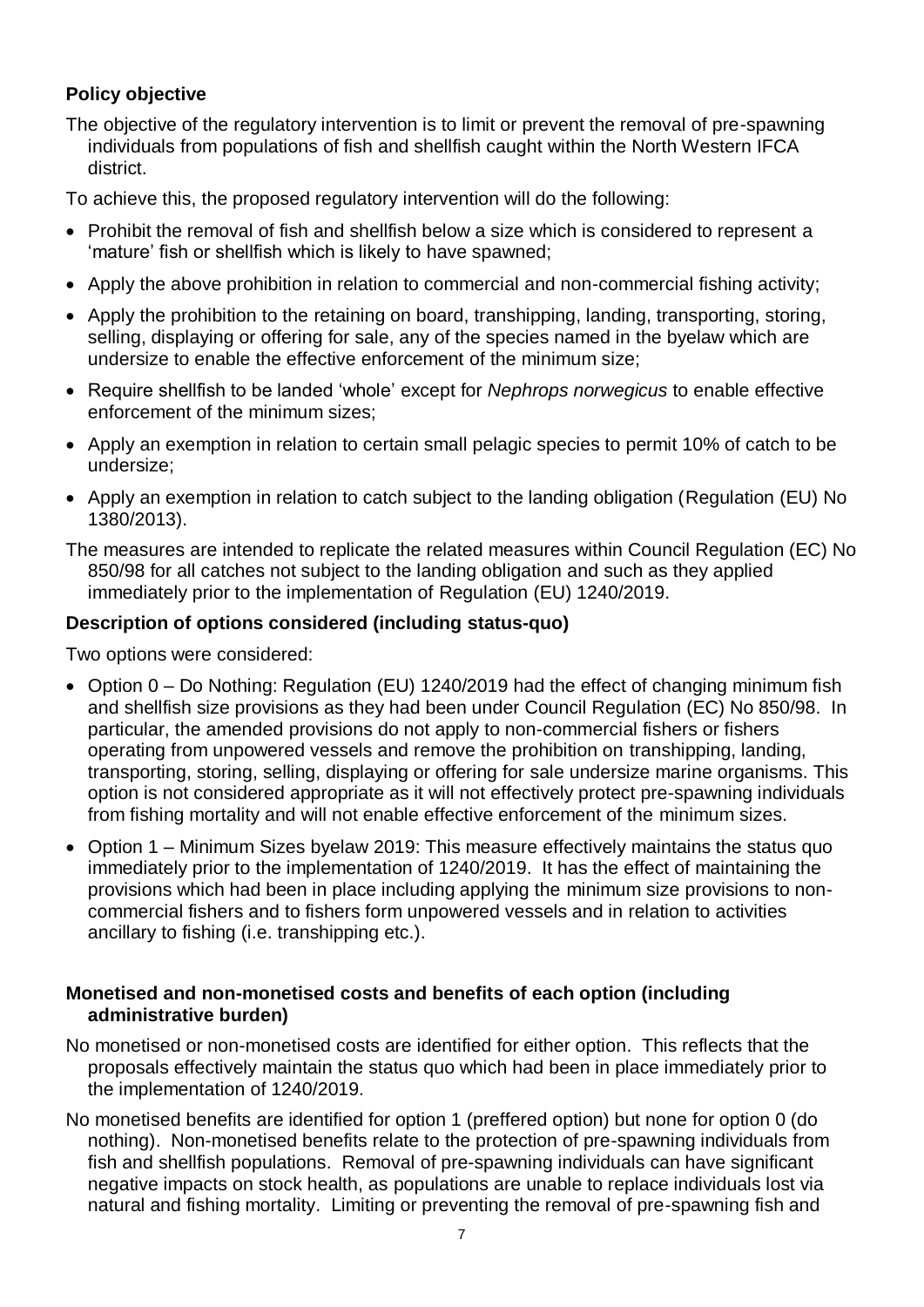**Policy objective**

The objective of the regulatory intervention is to limit or prevent the removal of pre-spawning individuals from populations of fish and shellfish caught within the North Western IFCA district.

To achieve this, the proposed regulatory intervention will do the following:

- Prohibit the removal of fish and shellfish below a size which is considered to represent a 'mature' fish or shellfish which is likely to have spawned;
- Apply the above prohibition in relation to commercial and non-commercial fishing activity;
- Apply the prohibition to the retaining on board, transhipping, landing, transporting, storing, selling, displaying or offering for sale, any of the species named in the byelaw which are undersize to enable the effective enforcement of the minimum size;
- Require shellfish to be landed 'whole' except for *Nephrops norwegicus* to enable effective enforcement of the minimum sizes;
- Apply an exemption in relation to certain small pelagic species to permit 10% of catch to be undersize;
- Apply an exemption in relation to catch subject to the landing obligation (Regulation (EU) No 1380/2013).

The measures are intended to replicate the related measures within Council Regulation (EC) No 850/98 for all catches not subject to the landing obligation and such as they applied immediately prior to the implementation of Regulation (EU) 1240/2019.

**Description of options considered (including status-quo)**

Two options were considered:

- Option 0 – Do Nothing: Regulation (EU) 1240/2019 had the effect of changing minimum fish and shellfish size provisions as they had been under Council Regulation (EC) No 850/98. In particular, the amended provisions do not apply to non-commercial fishers or fishers operating from unpowered vessels and remove the prohibition on transhipping, landing, transporting, storing, selling, displaying or offering for sale undersize marine organisms. This option is not considered appropriate as it will not effectively protect pre-spawning individuals from fishing mortality and will not enable effective enforcement of the minimum sizes.
- Option 1 – Minimum Sizes byelaw 2019: This measure effectively maintains the status quo immediately prior to the implementation of 1240/2019. It has the effect of maintaining the provisions which had been in place including applying the minimum size provisions to non-commercial fishers and to fishers form unpowered vessels and in relation to activities ancillary to fishing (i.e. transhipping etc.).

**Monetised and non-monetised costs and benefits of each option (including administrative burden)**

No monetised or non-monetised costs are identified for either option. This reflects that the proposals effectively maintain the status quo which had been in place immediately prior to the implementation of 1240/2019.

No monetised benefits are identified for option 1 (preffered option) but none for option 0 (do nothing). Non-monetised benefits relate to the protection of pre-spawning individuals from fish and shellfish populations. Removal of pre-spawning individuals can have significant negative impacts on stock health, as populations are unable to replace individuals lost via natural and fishing mortality. Limiting or preventing the removal of pre-spawning fish and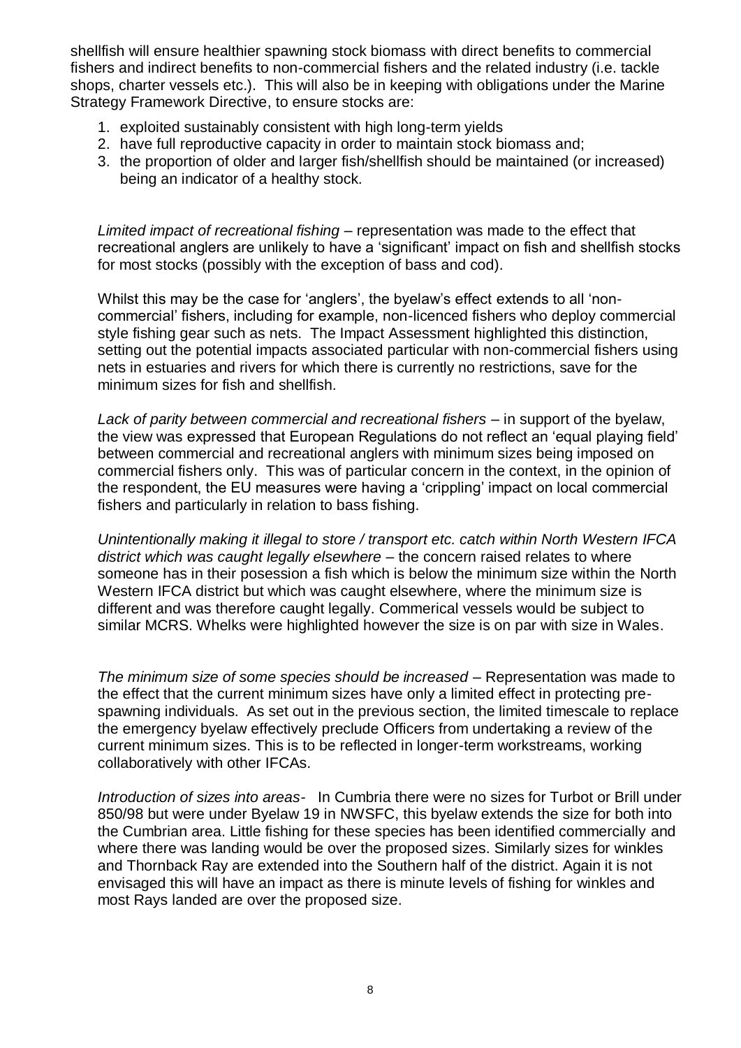shellfish will ensure healthier spawning stock biomass with direct benefits to commercial fishers and indirect benefits to non-commercial fishers and the related industry (i.e. tackle shops, charter vessels etc.). This will also be in keeping with obligations under the Marine Strategy Framework Directive, to ensure stocks are:

1. exploited sustainably consistent with high long-term yields
2. have full reproductive capacity in order to maintain stock biomass and;
3. the proportion of older and larger fish/shellfish should be maintained (or increased) being an indicator of a healthy stock.

*Limited impact of recreational fishing* – representation was made to the effect that recreational anglers are unlikely to have a 'significant' impact on fish and shellfish stocks for most stocks (possibly with the exception of bass and cod).

Whilst this may be the case for 'anglers', the byelaw's effect extends to all 'non-commercial' fishers, including for example, non-licenced fishers who deploy commercial style fishing gear such as nets. The Impact Assessment highlighted this distinction, setting out the potential impacts associated particular with non-commercial fishers using nets in estuaries and rivers for which there is currently no restrictions, save for the minimum sizes for fish and shellfish.

*Lack of parity between commercial and recreational fishers* – in support of the byelaw, the view was expressed that European Regulations do not reflect an 'equal playing field' between commercial and recreational anglers with minimum sizes being imposed on commercial fishers only. This was of particular concern in the context, in the opinion of the respondent, the EU measures were having a 'crippling' impact on local commercial fishers and particularly in relation to bass fishing.

*Unintentionally making it illegal to store / transport etc. catch within North Western IFCA district which was caught legally elsewhere* – the concern raised relates to where someone has in their posession a fish which is below the minimum size within the North Western IFCA district but which was caught elsewhere, where the minimum size is different and was therefore caught legally. Commerical vessels would be subject to similar MCRS. Whelks were highlighted however the size is on par with size in Wales.

*The minimum size of some species should be increased* – Representation was made to the effect that the current minimum sizes have only a limited effect in protecting pre-spawning individuals. As set out in the previous section, the limited timescale to replace the emergency byelaw effectively preclude Officers from undertaking a review of the current minimum sizes. This is to be reflected in longer-term workstreams, working collaboratively with other IFCAs.

*Introduction of sizes into areas-* In Cumbria there were no sizes for Turbot or Brill under 850/98 but were under Byelaw 19 in NWSFC, this byelaw extends the size for both into the Cumbrian area. Little fishing for these species has been identified commercially and where there was landing would be over the proposed sizes. Similarly sizes for winkles and Thornback Ray are extended into the Southern half of the district. Again it is not envisaged this will have an impact as there is minute levels of fishing for winkles and most Rays landed are over the proposed size.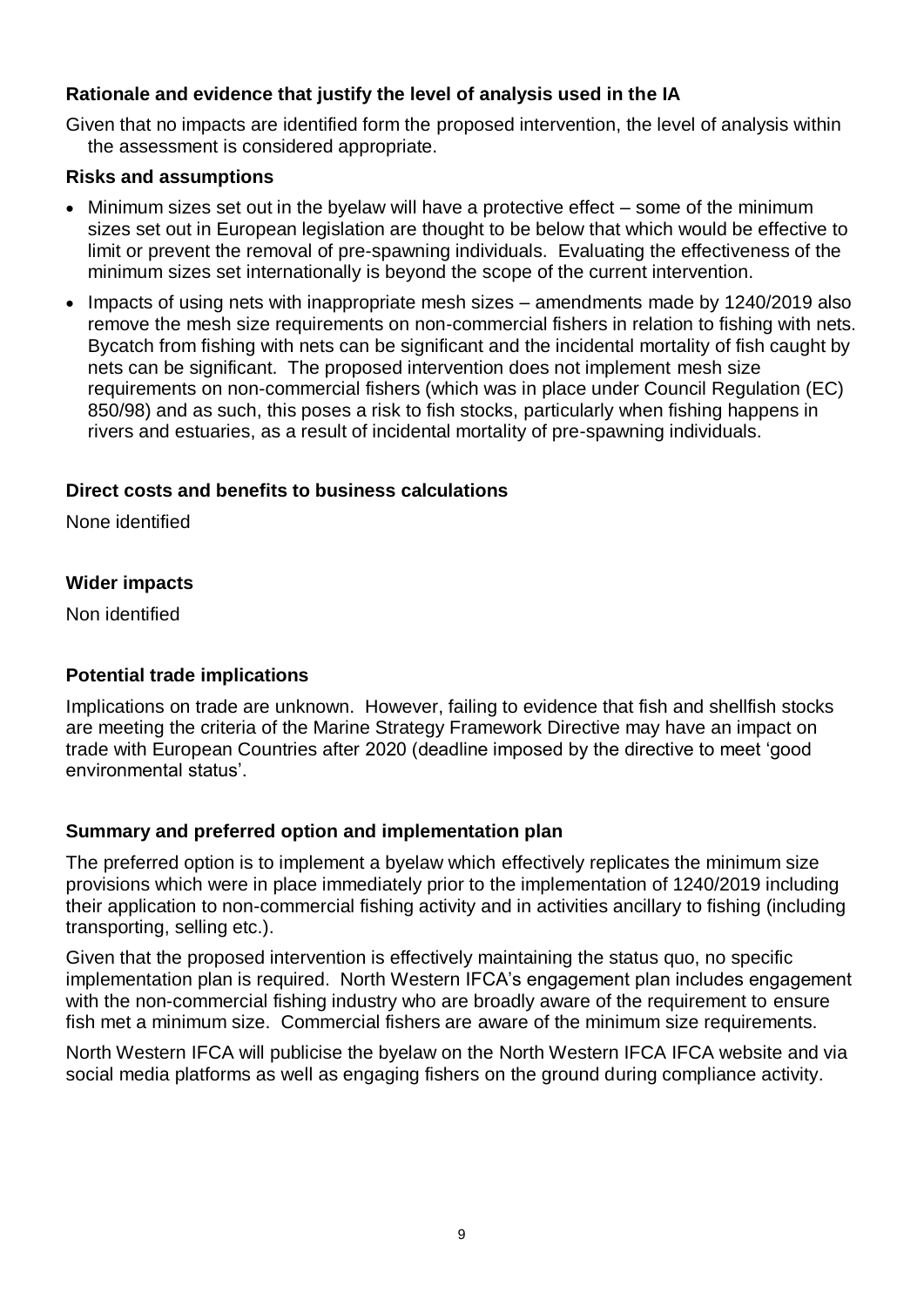### Rationale and evidence that justify the level of analysis used in the IA

Given that no impacts are identified form the proposed intervention, the level of analysis within the assessment is considered appropriate.

### Risks and assumptions

- Minimum sizes set out in the byelaw will have a protective effect – some of the minimum sizes set out in European legislation are thought to be below that which would be effective to limit or prevent the removal of pre-spawning individuals. Evaluating the effectiveness of the minimum sizes set internationally is beyond the scope of the current intervention.
- Impacts of using nets with inappropriate mesh sizes – amendments made by 1240/2019 also remove the mesh size requirements on non-commercial fishers in relation to fishing with nets. Bycatch from fishing with nets can be significant and the incidental mortality of fish caught by nets can be significant. The proposed intervention does not implement mesh size requirements on non-commercial fishers (which was in place under Council Regulation (EC) 850/98) and as such, this poses a risk to fish stocks, particularly when fishing happens in rivers and estuaries, as a result of incidental mortality of pre-spawning individuals.

### Direct costs and benefits to business calculations

None identified

### Wider impacts

Non identified

### Potential trade implications

Implications on trade are unknown. However, failing to evidence that fish and shellfish stocks are meeting the criteria of the Marine Strategy Framework Directive may have an impact on trade with European Countries after 2020 (deadline imposed by the directive to meet 'good environmental status'.

### Summary and preferred option and implementation plan

The preferred option is to implement a byelaw which effectively replicates the minimum size provisions which were in place immediately prior to the implementation of 1240/2019 including their application to non-commercial fishing activity and in activities ancillary to fishing (including transporting, selling etc.).

Given that the proposed intervention is effectively maintaining the status quo, no specific implementation plan is required. North Western IFCA's engagement plan includes engagement with the non-commercial fishing industry who are broadly aware of the requirement to ensure fish met a minimum size. Commercial fishers are aware of the minimum size requirements.

North Western IFCA will publicise the byelaw on the North Western IFCA IFCA website and via social media platforms as well as engaging fishers on the ground during compliance activity.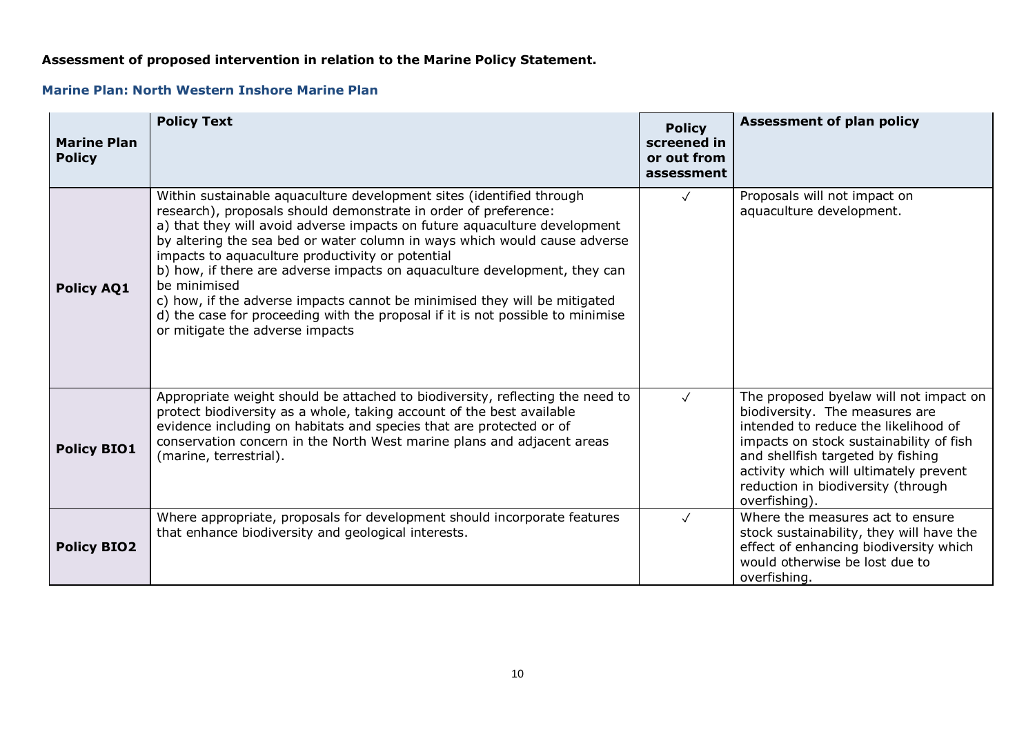**Assessment of proposed intervention in relation to the Marine Policy Statement.**

### Marine Plan: North Western Inshore Marine Plan

| Marine Plan Policy | Policy Text | Policy screened in or out from assessment | Assessment of plan policy |
|---|---|---|---|
| **Policy AQ1** | Within sustainable aquaculture development sites (identified through research), proposals should demonstrate in order of preference:<br>a) that they will avoid adverse impacts on future aquaculture development by altering the sea bed or water column in ways which would cause adverse impacts to aquaculture productivity or potential<br>b) how, if there are adverse impacts on aquaculture development, they can be minimised<br>c) how, if the adverse impacts cannot be minimised they will be mitigated<br>d) the case for proceeding with the proposal if it is not possible to minimise or mitigate the adverse impacts | ✓ | Proposals will not impact on aquaculture development. |
| **Policy BIO1** | Appropriate weight should be attached to biodiversity, reflecting the need to protect biodiversity as a whole, taking account of the best available evidence including on habitats and species that are protected or of conservation concern in the North West marine plans and adjacent areas (marine, terrestrial). | ✓ | The proposed byelaw will not impact on biodiversity. The measures are intended to reduce the likelihood of impacts on stock sustainability of fish and shellfish targeted by fishing activity which will ultimately prevent reduction in biodiversity (through overfishing). |
| **Policy BIO2** | Where appropriate, proposals for development should incorporate features that enhance biodiversity and geological interests. | ✓ | Where the measures act to ensure stock sustainability, they will have the effect of enhancing biodiversity which would otherwise be lost due to overfishing. |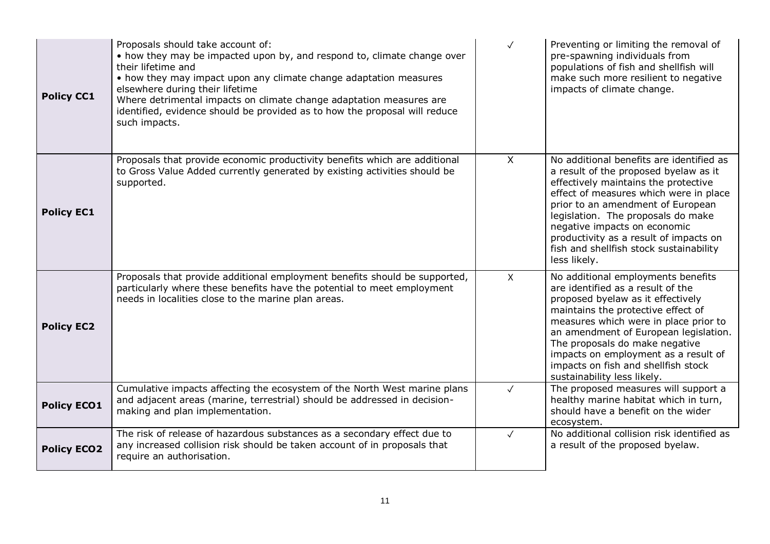| | | | |
|---|---|---|---|
| **Policy CC1** | Proposals should take account of:<br>• how they may be impacted upon by, and respond to, climate change over their lifetime and<br>• how they may impact upon any climate change adaptation measures elsewhere during their lifetime<br>Where detrimental impacts on climate change adaptation measures are identified, evidence should be provided as to how the proposal will reduce such impacts. | ✓ | Preventing or limiting the removal of pre-spawning individuals from populations of fish and shellfish will make such more resilient to negative impacts of climate change. |
| **Policy EC1** | Proposals that provide economic productivity benefits which are additional to Gross Value Added currently generated by existing activities should be supported. | X | No additional benefits are identified as a result of the proposed byelaw as it effectively maintains the protective effect of measures which were in place prior to an amendment of European legislation. The proposals do make negative impacts on economic productivity as a result of impacts on fish and shellfish stock sustainability less likely. |
| **Policy EC2** | Proposals that provide additional employment benefits should be supported, particularly where these benefits have the potential to meet employment needs in localities close to the marine plan areas. | X | No additional employments benefits are identified as a result of the proposed byelaw as it effectively maintains the protective effect of measures which were in place prior to an amendment of European legislation. The proposals do make negative impacts on employment as a result of impacts on fish and shellfish stock sustainability less likely. |
| **Policy ECO1** | Cumulative impacts affecting the ecosystem of the North West marine plans and adjacent areas (marine, terrestrial) should be addressed in decision-making and plan implementation. | ✓ | The proposed measures will support a healthy marine habitat which in turn, should have a benefit on the wider ecosystem. |
| **Policy ECO2** | The risk of release of hazardous substances as a secondary effect due to any increased collision risk should be taken account of in proposals that require an authorisation. | ✓ | No additional collision risk identified as a result of the proposed byelaw. |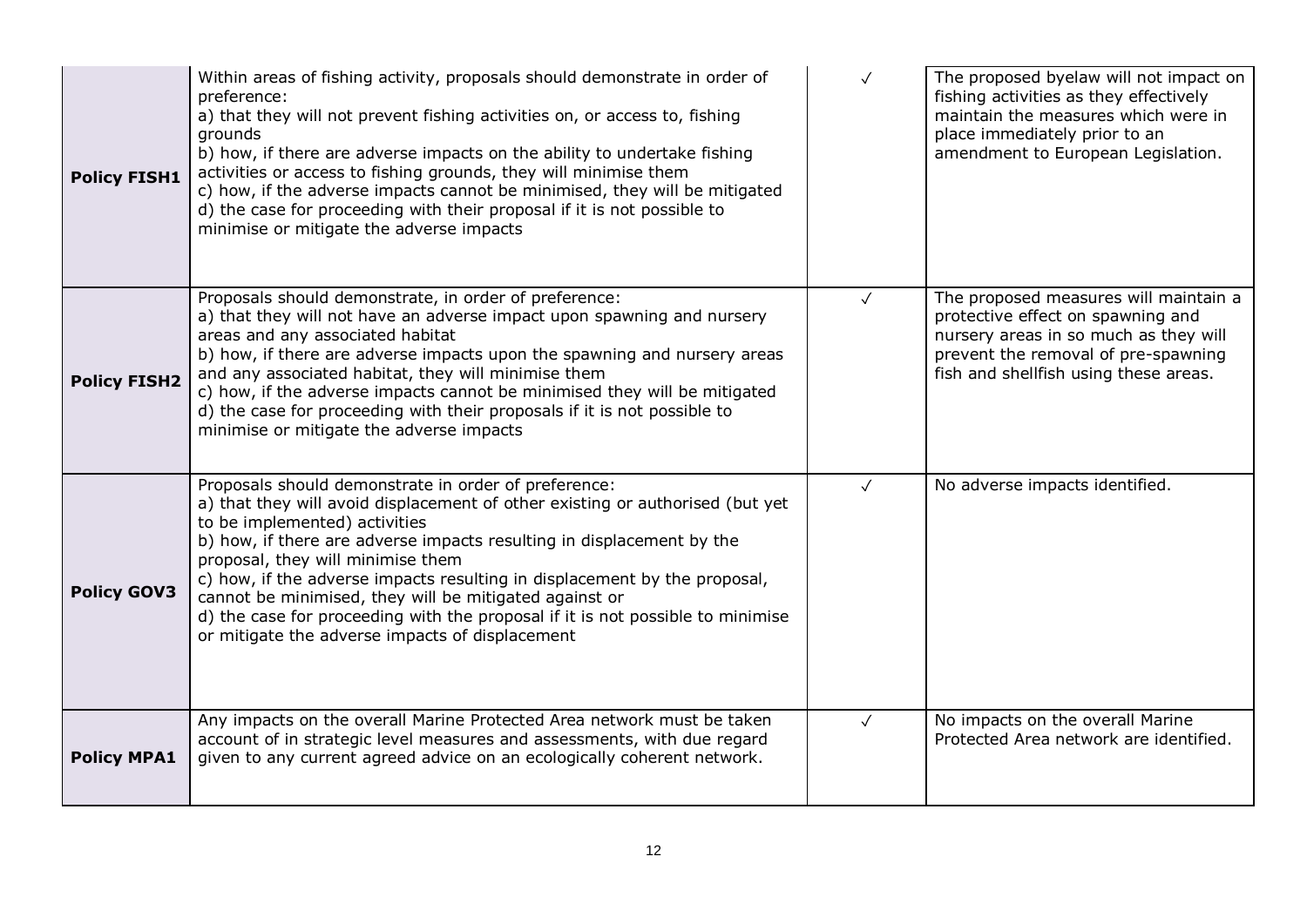| | | | |
|---|---|---|---|
| **Policy FISH1** | Within areas of fishing activity, proposals should demonstrate in order of preference:<br>a) that they will not prevent fishing activities on, or access to, fishing grounds<br>b) how, if there are adverse impacts on the ability to undertake fishing activities or access to fishing grounds, they will minimise them<br>c) how, if the adverse impacts cannot be minimised, they will be mitigated<br>d) the case for proceeding with their proposal if it is not possible to minimise or mitigate the adverse impacts | ✓ | The proposed byelaw will not impact on fishing activities as they effectively maintain the measures which were in place immediately prior to an amendment to European Legislation. |
| **Policy FISH2** | Proposals should demonstrate, in order of preference:<br>a) that they will not have an adverse impact upon spawning and nursery areas and any associated habitat<br>b) how, if there are adverse impacts upon the spawning and nursery areas and any associated habitat, they will minimise them<br>c) how, if the adverse impacts cannot be minimised they will be mitigated<br>d) the case for proceeding with their proposals if it is not possible to minimise or mitigate the adverse impacts | ✓ | The proposed measures will maintain a protective effect on spawning and nursery areas in so much as they will prevent the removal of pre-spawning fish and shellfish using these areas. |
| **Policy GOV3** | Proposals should demonstrate in order of preference:<br>a) that they will avoid displacement of other existing or authorised (but yet to be implemented) activities<br>b) how, if there are adverse impacts resulting in displacement by the proposal, they will minimise them<br>c) how, if the adverse impacts resulting in displacement by the proposal, cannot be minimised, they will be mitigated against or<br>d) the case for proceeding with the proposal if it is not possible to minimise or mitigate the adverse impacts of displacement | ✓ | No adverse impacts identified. |
| **Policy MPA1** | Any impacts on the overall Marine Protected Area network must be taken account of in strategic level measures and assessments, with due regard given to any current agreed advice on an ecologically coherent network. | ✓ | No impacts on the overall Marine Protected Area network are identified. |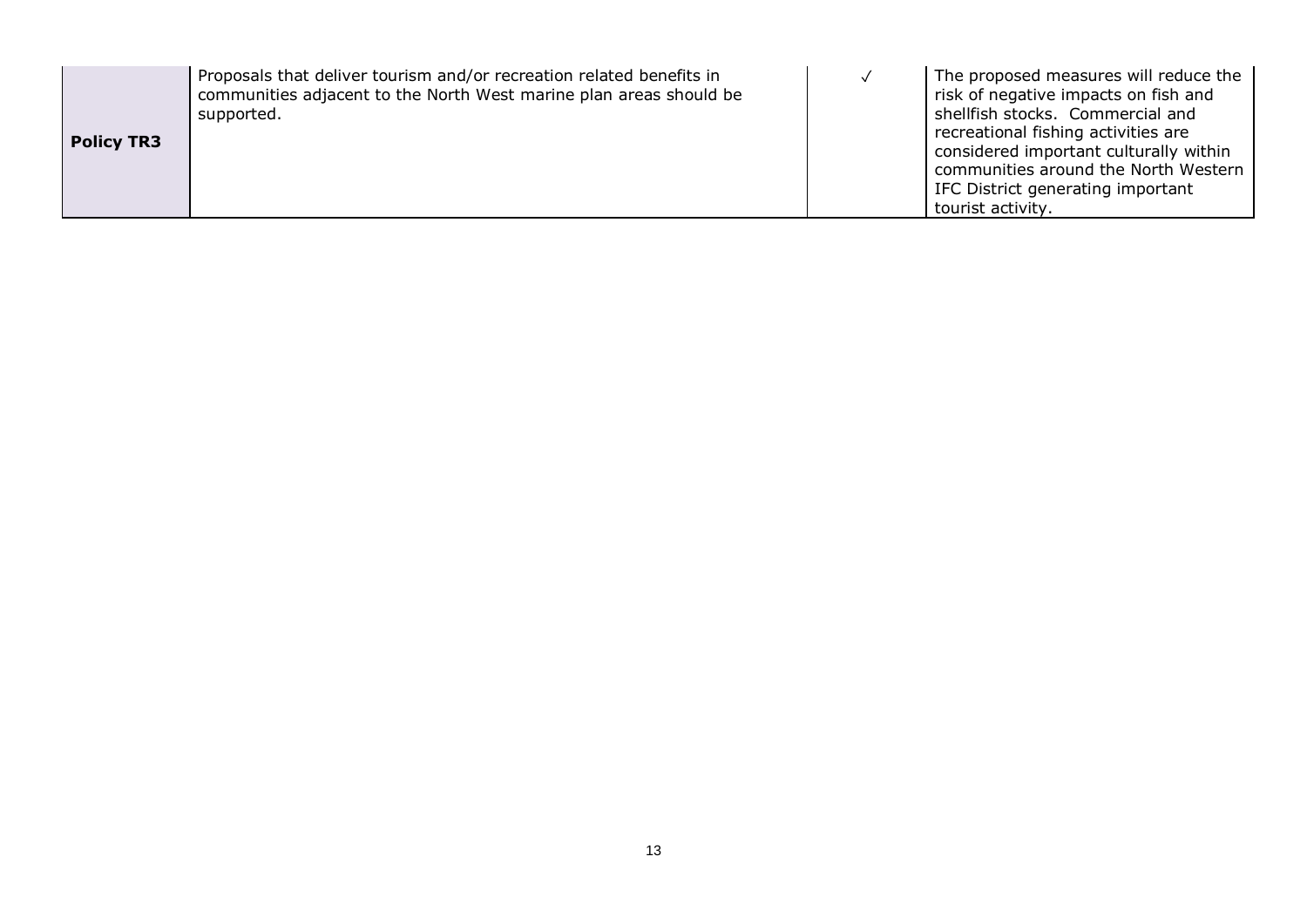| | | | |
|---|---|---|---|
| **Policy TR3** | Proposals that deliver tourism and/or recreation related benefits in communities adjacent to the North West marine plan areas should be supported. | ✓ | The proposed measures will reduce the risk of negative impacts on fish and shellfish stocks. Commercial and recreational fishing activities are considered important culturally within communities around the North Western IFC District generating important tourist activity. |